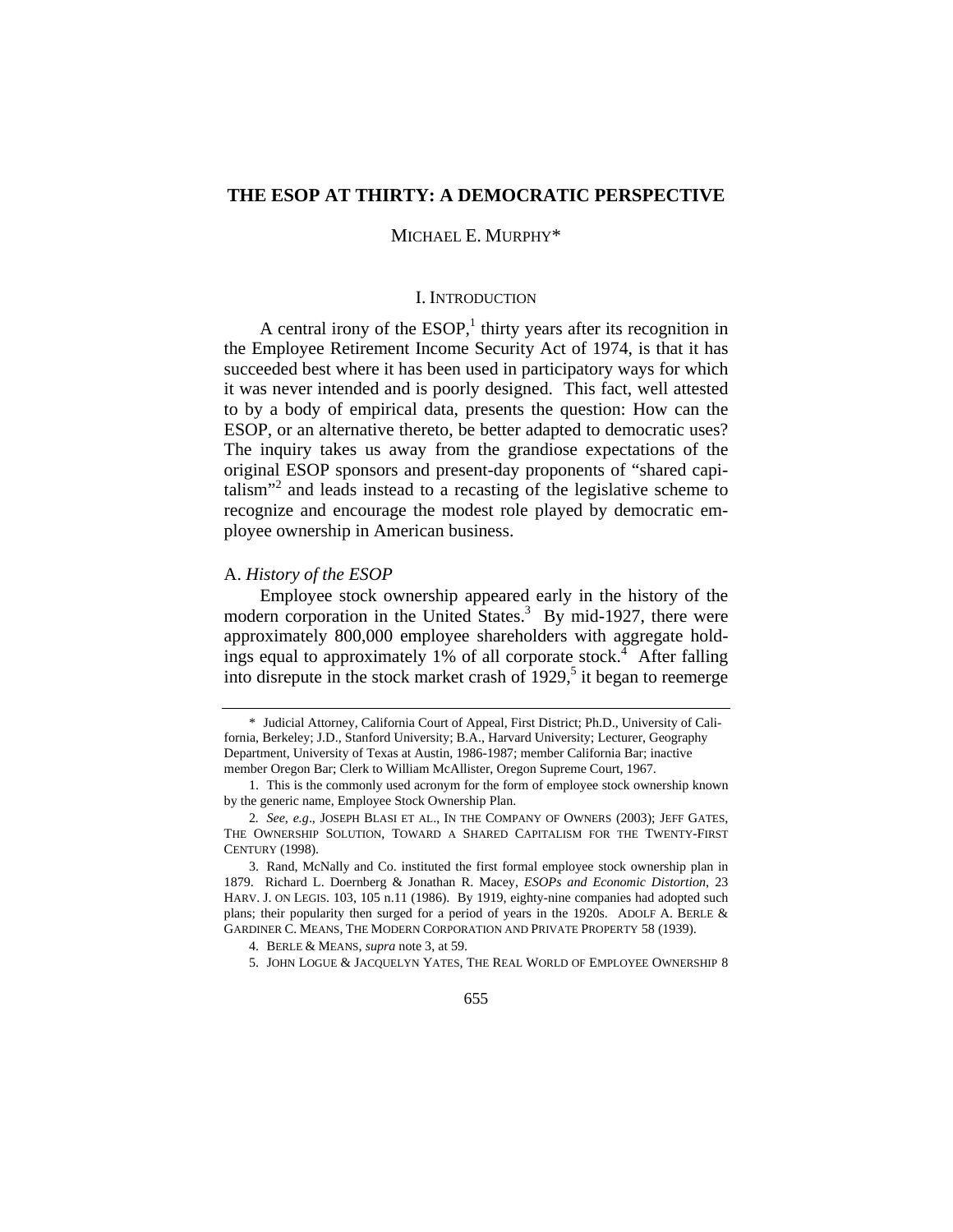# THE ESOP AT THIRTY: A DEMOCRATIC PERSPECTIVE

MICHAEL E. MURPHY*

## I. INTRODUCTION

A central irony of the ESOP,[1] thirty years after its recognition in the Employee Retirement Income Security Act of 1974, is that it has succeeded best where it has been used in participatory ways for which it was never intended and is poorly designed. This fact, well attested to by a body of empirical data, presents the question: How can the ESOP, or an alternative thereto, be better adapted to democratic uses? The inquiry takes us away from the grandiose expectations of the original ESOP sponsors and present-day proponents of "shared capitalism"[2] and leads instead to a recasting of the legislative scheme to recognize and encourage the modest role played by democratic employee ownership in American business.

### A. *History of the ESOP*

Employee stock ownership appeared early in the history of the modern corporation in the United States.[3] By mid-1927, there were approximately 800,000 employee shareholders with aggregate holdings equal to approximately 1% of all corporate stock.[4] After falling into disrepute in the stock market crash of 1929,[5] it began to reemerge

---

\* Judicial Attorney, California Court of Appeal, First District; Ph.D., University of California, Berkeley; J.D., Stanford University; B.A., Harvard University; Lecturer, Geography Department, University of Texas at Austin, 1986-1987; member California Bar; inactive member Oregon Bar; Clerk to William McAllister, Oregon Supreme Court, 1967.

1. This is the commonly used acronym for the form of employee stock ownership known by the generic name, Employee Stock Ownership Plan.

2. *See, e.g*., JOSEPH BLASI ET AL., IN THE COMPANY OF OWNERS (2003); JEFF GATES, THE OWNERSHIP SOLUTION, TOWARD A SHARED CAPITALISM FOR THE TWENTY-FIRST CENTURY (1998).

3. Rand, McNally and Co. instituted the first formal employee stock ownership plan in 1879. Richard L. Doernberg & Jonathan R. Macey, *ESOPs and Economic Distortion*, 23 HARV. J. ON LEGIS. 103, 105 n.11 (1986). By 1919, eighty-nine companies had adopted such plans; their popularity then surged for a period of years in the 1920s. ADOLF A. BERLE & GARDINER C. MEANS, THE MODERN CORPORATION AND PRIVATE PROPERTY 58 (1939).

4. BERLE & MEANS, *supra* note 3, at 59.

5. JOHN LOGUE & JACQUELYN YATES, THE REAL WORLD OF EMPLOYEE OWNERSHIP 8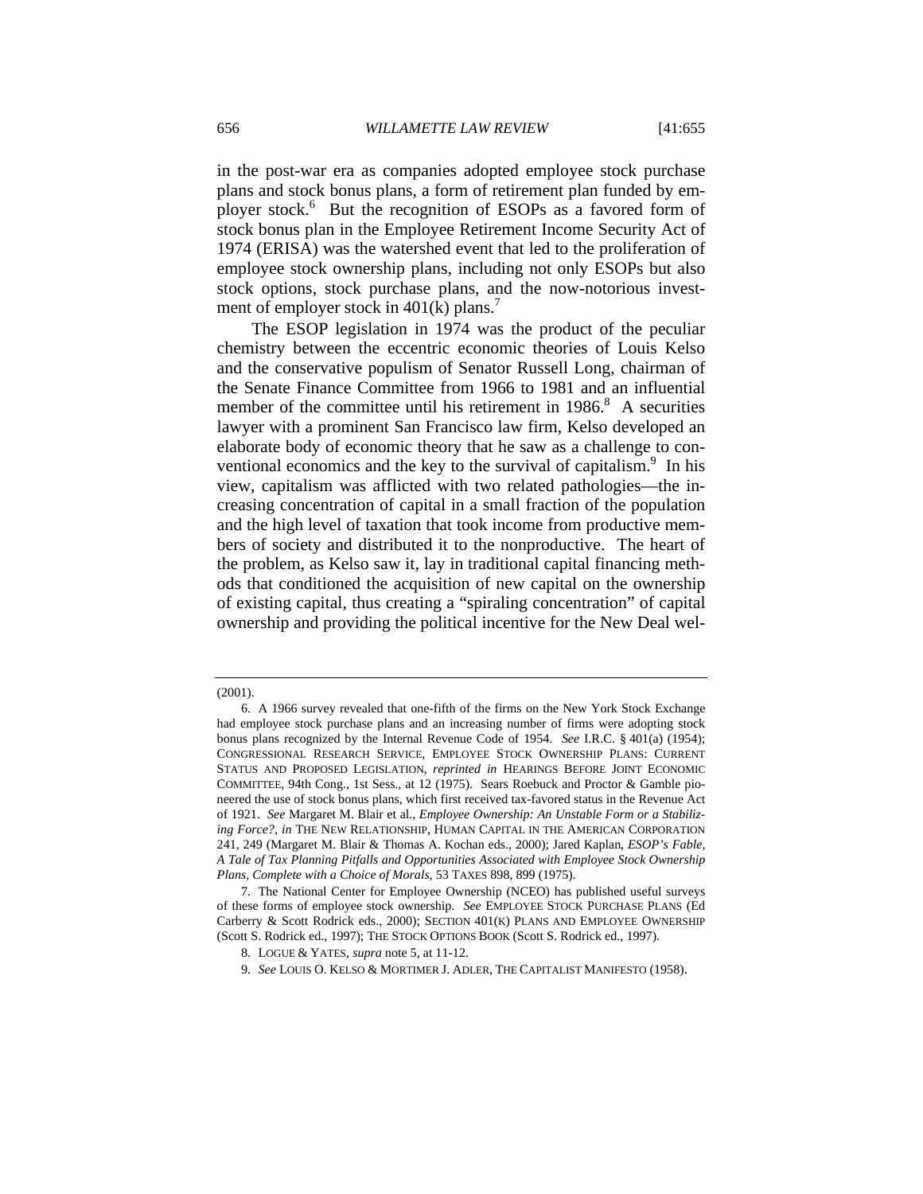in the post-war era as companies adopted employee stock purchase plans and stock bonus plans, a form of retirement plan funded by employer stock.[6] But the recognition of ESOPs as a favored form of stock bonus plan in the Employee Retirement Income Security Act of 1974 (ERISA) was the watershed event that led to the proliferation of employee stock ownership plans, including not only ESOPs but also stock options, stock purchase plans, and the now-notorious investment of employer stock in 401(k) plans.[7]

The ESOP legislation in 1974 was the product of the peculiar chemistry between the eccentric economic theories of Louis Kelso and the conservative populism of Senator Russell Long, chairman of the Senate Finance Committee from 1966 to 1981 and an influential member of the committee until his retirement in 1986.[8] A securities lawyer with a prominent San Francisco law firm, Kelso developed an elaborate body of economic theory that he saw as a challenge to conventional economics and the key to the survival of capitalism.[9] In his view, capitalism was afflicted with two related pathologies—the increasing concentration of capital in a small fraction of the population and the high level of taxation that took income from productive members of society and distributed it to the nonproductive. The heart of the problem, as Kelso saw it, lay in traditional capital financing methods that conditioned the acquisition of new capital on the ownership of existing capital, thus creating a "spiraling concentration" of capital ownership and providing the political incentive for the New Deal wel-

(2001).

6. A 1966 survey revealed that one-fifth of the firms on the New York Stock Exchange had employee stock purchase plans and an increasing number of firms were adopting stock bonus plans recognized by the Internal Revenue Code of 1954. *See* I.R.C. § 401(a) (1954); CONGRESSIONAL RESEARCH SERVICE, EMPLOYEE STOCK OWNERSHIP PLANS: CURRENT STATUS AND PROPOSED LEGISLATION, *reprinted in* HEARINGS BEFORE JOINT ECONOMIC COMMITTEE, 94th Cong., 1st Sess., at 12 (1975). Sears Roebuck and Proctor & Gamble pioneered the use of stock bonus plans, which first received tax-favored status in the Revenue Act of 1921. *See* Margaret M. Blair et al., *Employee Ownership: An Unstable Form or a Stabilizing Force?*, *in* THE NEW RELATIONSHIP, HUMAN CAPITAL IN THE AMERICAN CORPORATION 241, 249 (Margaret M. Blair & Thomas A. Kochan eds., 2000); Jared Kaplan, *ESOP's Fable, A Tale of Tax Planning Pitfalls and Opportunities Associated with Employee Stock Ownership Plans, Complete with a Choice of Morals*, 53 TAXES 898, 899 (1975).

7. The National Center for Employee Ownership (NCEO) has published useful surveys of these forms of employee stock ownership. *See* EMPLOYEE STOCK PURCHASE PLANS (Ed Carberry & Scott Rodrick eds., 2000); SECTION 401(K) PLANS AND EMPLOYEE OWNERSHIP (Scott S. Rodrick ed., 1997); THE STOCK OPTIONS BOOK (Scott S. Rodrick ed., 1997).

8. LOGUE & YATES, *supra* note 5, at 11-12.

9. *See* LOUIS O. KELSO & MORTIMER J. ADLER, THE CAPITALIST MANIFESTO (1958).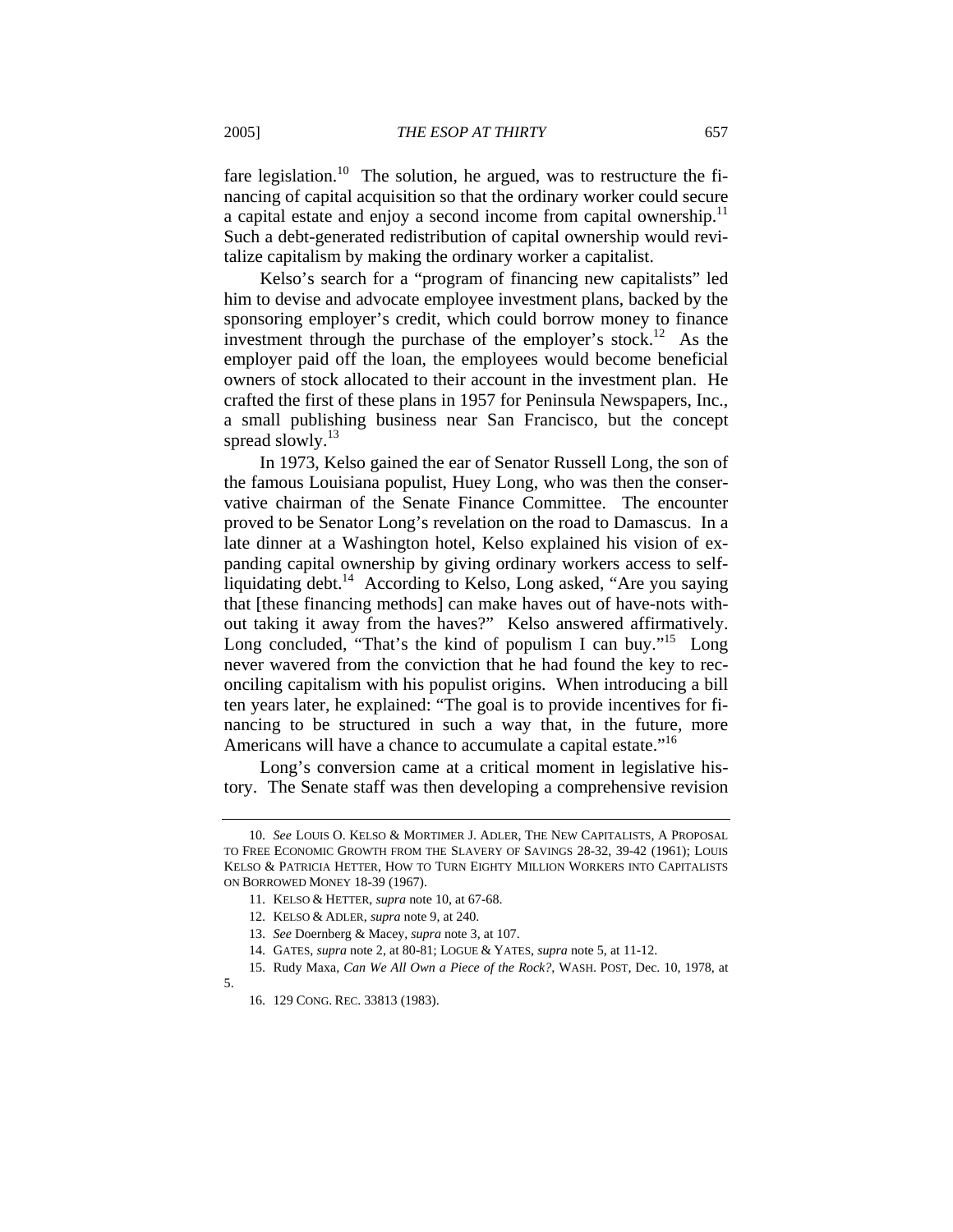fare legislation.[10] The solution, he argued, was to restructure the financing of capital acquisition so that the ordinary worker could secure a capital estate and enjoy a second income from capital ownership.[11] Such a debt-generated redistribution of capital ownership would revitalize capitalism by making the ordinary worker a capitalist.

Kelso's search for a "program of financing new capitalists" led him to devise and advocate employee investment plans, backed by the sponsoring employer's credit, which could borrow money to finance investment through the purchase of the employer's stock.[12] As the employer paid off the loan, the employees would become beneficial owners of stock allocated to their account in the investment plan. He crafted the first of these plans in 1957 for Peninsula Newspapers, Inc., a small publishing business near San Francisco, but the concept spread slowly.[13]

In 1973, Kelso gained the ear of Senator Russell Long, the son of the famous Louisiana populist, Huey Long, who was then the conservative chairman of the Senate Finance Committee. The encounter proved to be Senator Long's revelation on the road to Damascus. In a late dinner at a Washington hotel, Kelso explained his vision of expanding capital ownership by giving ordinary workers access to self-liquidating debt.[14] According to Kelso, Long asked, "Are you saying that [these financing methods] can make haves out of have-nots without taking it away from the haves?" Kelso answered affirmatively. Long concluded, "That's the kind of populism I can buy."[15] Long never wavered from the conviction that he had found the key to reconciling capitalism with his populist origins. When introducing a bill ten years later, he explained: "The goal is to provide incentives for financing to be structured in such a way that, in the future, more Americans will have a chance to accumulate a capital estate."[16]

Long's conversion came at a critical moment in legislative history. The Senate staff was then developing a comprehensive revision

---

10. *See* LOUIS O. KELSO & MORTIMER J. ADLER, THE NEW CAPITALISTS, A PROPOSAL TO FREE ECONOMIC GROWTH FROM THE SLAVERY OF SAVINGS 28-32, 39-42 (1961); LOUIS KELSO & PATRICIA HETTER, HOW TO TURN EIGHTY MILLION WORKERS INTO CAPITALISTS ON BORROWED MONEY 18-39 (1967).

11. KELSO & HETTER, *supra* note 10, at 67-68.

12. KELSO & ADLER, *supra* note 9, at 240.

13. *See* Doernberg & Macey, *supra* note 3, at 107.

14. GATES, *supra* note 2, at 80-81; LOGUE & YATES, *supra* note 5, at 11-12.

15. Rudy Maxa, *Can We All Own a Piece of the Rock?*, WASH. POST, Dec. 10, 1978, at 5.

16. 129 CONG. REC. 33813 (1983).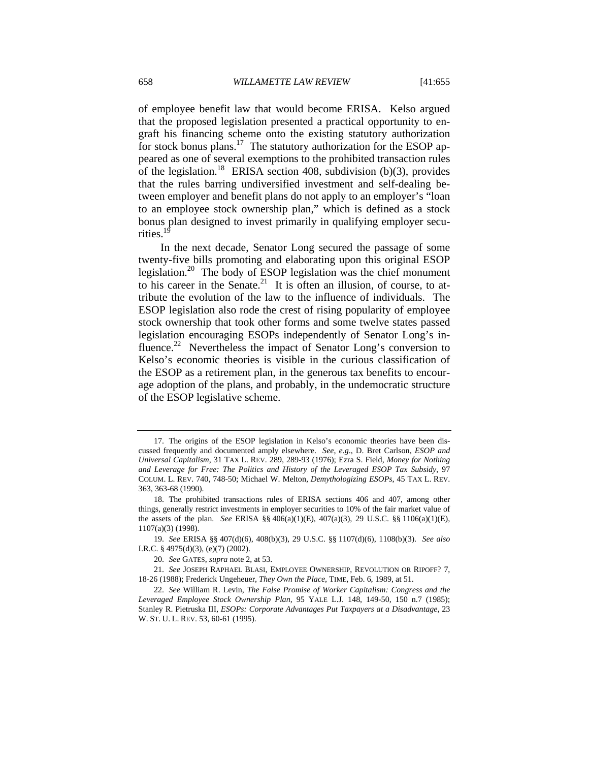of employee benefit law that would become ERISA. Kelso argued that the proposed legislation presented a practical opportunity to engraft his financing scheme onto the existing statutory authorization for stock bonus plans.[17] The statutory authorization for the ESOP appeared as one of several exemptions to the prohibited transaction rules of the legislation.[18] ERISA section 408, subdivision (b)(3), provides that the rules barring undiversified investment and self-dealing between employer and benefit plans do not apply to an employer's "loan to an employee stock ownership plan," which is defined as a stock bonus plan designed to invest primarily in qualifying employer securities.[19]

In the next decade, Senator Long secured the passage of some twenty-five bills promoting and elaborating upon this original ESOP legislation.[20] The body of ESOP legislation was the chief monument to his career in the Senate.[21] It is often an illusion, of course, to attribute the evolution of the law to the influence of individuals. The ESOP legislation also rode the crest of rising popularity of employee stock ownership that took other forms and some twelve states passed legislation encouraging ESOPs independently of Senator Long's influence.[22] Nevertheless the impact of Senator Long's conversion to Kelso's economic theories is visible in the curious classification of the ESOP as a retirement plan, in the generous tax benefits to encourage adoption of the plans, and probably, in the undemocratic structure of the ESOP legislative scheme.

---

17. The origins of the ESOP legislation in Kelso's economic theories have been discussed frequently and documented amply elsewhere. *See, e.g*., D. Bret Carlson, *ESOP and Universal Capitalism*, 31 TAX L. REV. 289, 289-93 (1976); Ezra S. Field, *Money for Nothing and Leverage for Free: The Politics and History of the Leveraged ESOP Tax Subsidy*, 97 COLUM. L. REV. 740, 748-50; Michael W. Melton, *Demythologizing ESOPs*, 45 TAX L. REV. 363, 363-68 (1990).

18. The prohibited transactions rules of ERISA sections 406 and 407, among other things, generally restrict investments in employer securities to 10% of the fair market value of the assets of the plan. *See* ERISA §§ 406(a)(1)(E), 407(a)(3), 29 U.S.C. §§ 1106(a)(1)(E), 1107(a)(3) (1998).

19. *See* ERISA §§ 407(d)(6), 408(b)(3), 29 U.S.C. §§ 1107(d)(6), 1108(b)(3). *See also* I.R.C. § 4975(d)(3), (e)(7) (2002).

20. *See* GATES, *supra* note 2, at 53.

21. *See* JOSEPH RAPHAEL BLASI, EMPLOYEE OWNERSHIP, REVOLUTION OR RIPOFF? 7, 18-26 (1988); Frederick Ungeheuer, *They Own the Place*, TIME, Feb. 6, 1989, at 51.

22. *See* William R. Levin, *The False Promise of Worker Capitalism: Congress and the Leveraged Employee Stock Ownership Plan*, 95 YALE L.J. 148, 149-50, 150 n.7 (1985); Stanley R. Pietruska III, *ESOPs: Corporate Advantages Put Taxpayers at a Disadvantage*, 23 W. ST. U. L. REV. 53, 60-61 (1995).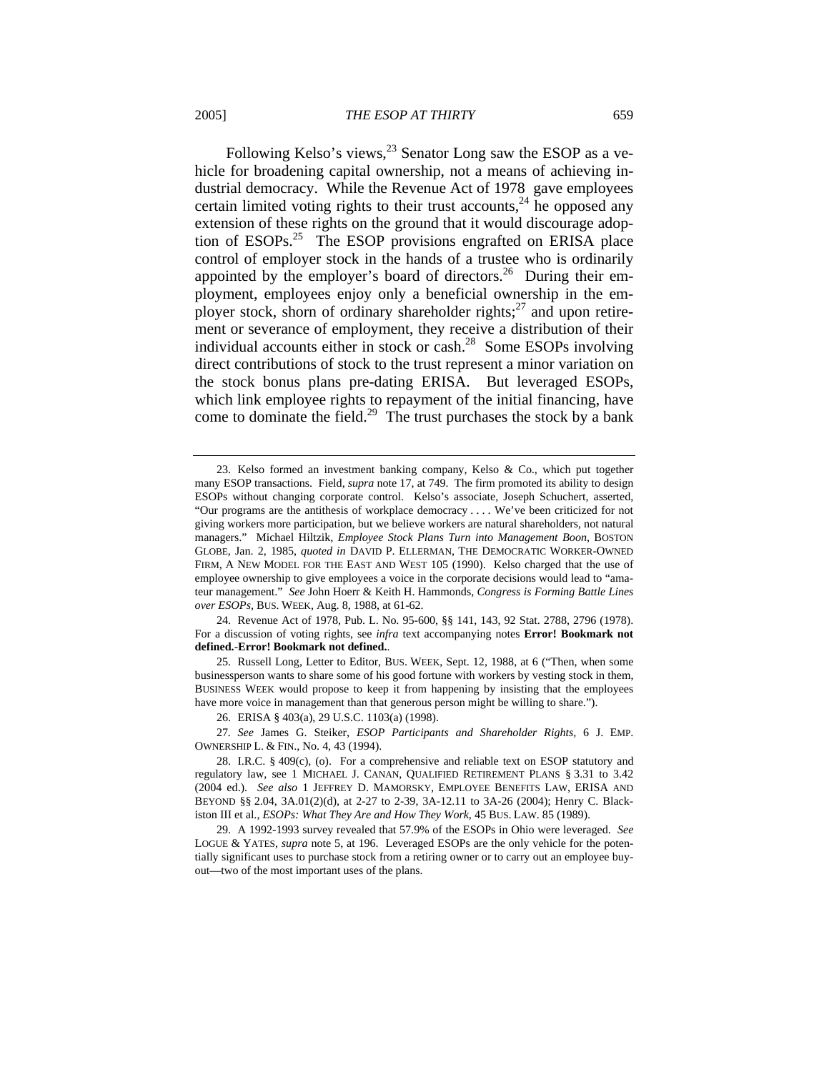Following Kelso's views,[23] Senator Long saw the ESOP as a vehicle for broadening capital ownership, not a means of achieving industrial democracy. While the Revenue Act of 1978 gave employees certain limited voting rights to their trust accounts,[24] he opposed any extension of these rights on the ground that it would discourage adoption of ESOPs.[25] The ESOP provisions engrafted on ERISA place control of employer stock in the hands of a trustee who is ordinarily appointed by the employer's board of directors.[26] During their employment, employees enjoy only a beneficial ownership in the employer stock, shorn of ordinary shareholder rights;[27] and upon retirement or severance of employment, they receive a distribution of their individual accounts either in stock or cash.[28] Some ESOPs involving direct contributions of stock to the trust represent a minor variation on the stock bonus plans pre-dating ERISA. But leveraged ESOPs, which link employee rights to repayment of the initial financing, have come to dominate the field.[29] The trust purchases the stock by a bank

---

23. Kelso formed an investment banking company, Kelso & Co., which put together many ESOP transactions. Field, *supra* note 17, at 749. The firm promoted its ability to design ESOPs without changing corporate control. Kelso's associate, Joseph Schuchert, asserted, "Our programs are the antithesis of workplace democracy . . . . We've been criticized for not giving workers more participation, but we believe workers are natural shareholders, not natural managers." Michael Hiltzik, *Employee Stock Plans Turn into Management Boon*, BOSTON GLOBE, Jan. 2, 1985, *quoted in* DAVID P. ELLERMAN, THE DEMOCRATIC WORKER-OWNED FIRM, A NEW MODEL FOR THE EAST AND WEST 105 (1990). Kelso charged that the use of employee ownership to give employees a voice in the corporate decisions would lead to "amateur management." *See* John Hoerr & Keith H. Hammonds, *Congress is Forming Battle Lines over ESOPs*, BUS. WEEK, Aug. 8, 1988, at 61-62.

24. Revenue Act of 1978, Pub. L. No. 95-600, §§ 141, 143, 92 Stat. 2788, 2796 (1978). For a discussion of voting rights, see *infra* text accompanying notes **Error! Bookmark not defined.-Error! Bookmark not defined.**.

25. Russell Long, Letter to Editor, BUS. WEEK, Sept. 12, 1988, at 6 ("Then, when some businessperson wants to share some of his good fortune with workers by vesting stock in them, BUSINESS WEEK would propose to keep it from happening by insisting that the employees have more voice in management than that generous person might be willing to share.").

26. ERISA § 403(a), 29 U.S.C. 1103(a) (1998).

27. *See* James G. Steiker, *ESOP Participants and Shareholder Rights*, 6 J. EMP. OWNERSHIP L. & FIN., No. 4, 43 (1994).

28. I.R.C. § 409(c), (o). For a comprehensive and reliable text on ESOP statutory and regulatory law, see 1 MICHAEL J. CANAN, QUALIFIED RETIREMENT PLANS § 3.31 to 3.42 (2004 ed.). *See also* 1 JEFFREY D. MAMORSKY, EMPLOYEE BENEFITS LAW, ERISA AND BEYOND §§ 2.04, 3A.01(2)(d), at 2-27 to 2-39, 3A-12.11 to 3A-26 (2004); Henry C. Blackiston III et al., *ESOPs: What They Are and How They Work*, 45 BUS. LAW. 85 (1989).

29. A 1992-1993 survey revealed that 57.9% of the ESOPs in Ohio were leveraged. *See* LOGUE & YATES, *supra* note 5, at 196. Leveraged ESOPs are the only vehicle for the potentially significant uses to purchase stock from a retiring owner or to carry out an employee buyout—two of the most important uses of the plans.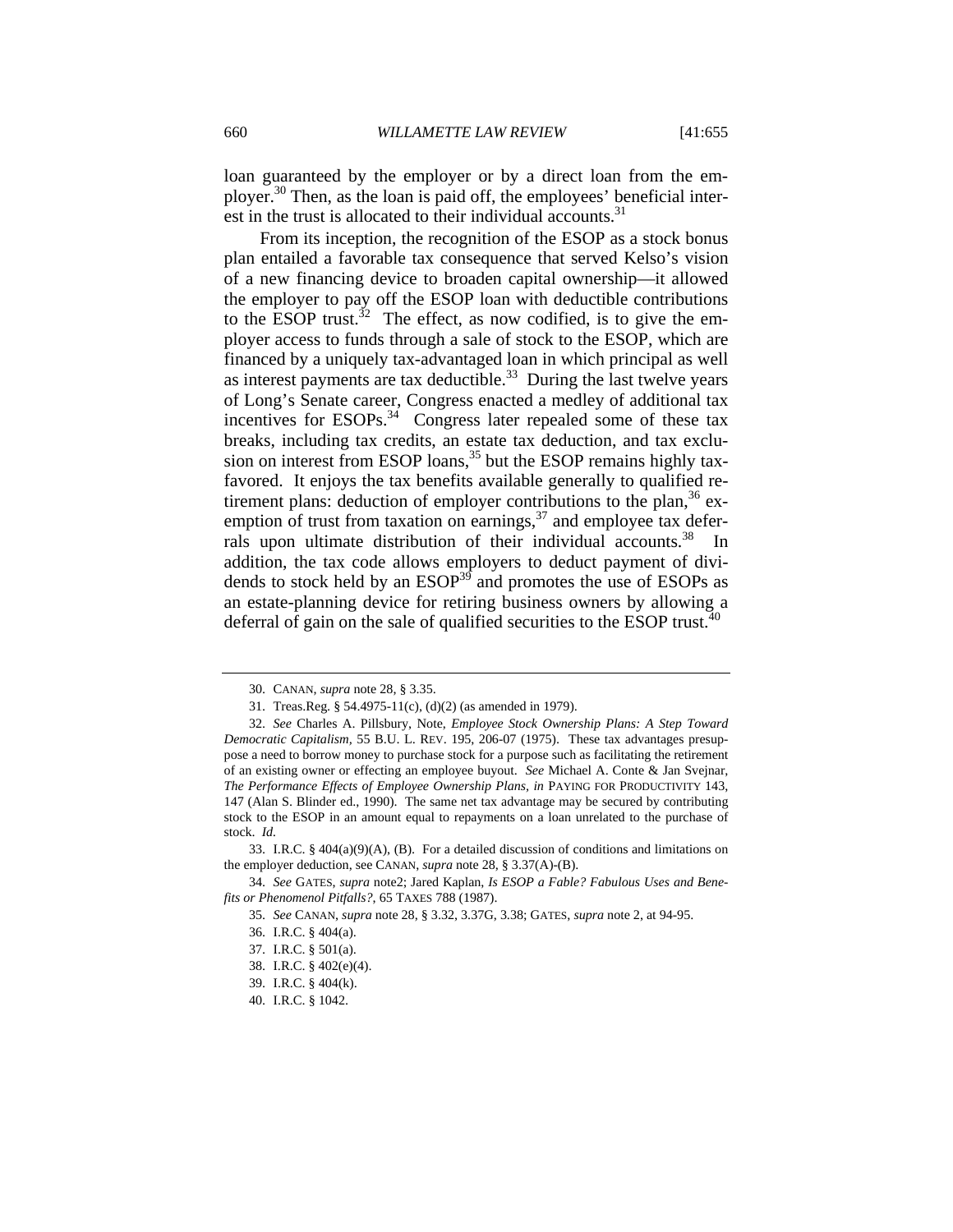loan guaranteed by the employer or by a direct loan from the employer.[30] Then, as the loan is paid off, the employees' beneficial interest in the trust is allocated to their individual accounts.[31]

From its inception, the recognition of the ESOP as a stock bonus plan entailed a favorable tax consequence that served Kelso's vision of a new financing device to broaden capital ownership—it allowed the employer to pay off the ESOP loan with deductible contributions to the ESOP trust.[32] The effect, as now codified, is to give the employer access to funds through a sale of stock to the ESOP, which are financed by a uniquely tax-advantaged loan in which principal as well as interest payments are tax deductible.[33] During the last twelve years of Long's Senate career, Congress enacted a medley of additional tax incentives for ESOPs.[34] Congress later repealed some of these tax breaks, including tax credits, an estate tax deduction, and tax exclusion on interest from ESOP loans,[35] but the ESOP remains highly tax-favored. It enjoys the tax benefits available generally to qualified retirement plans: deduction of employer contributions to the plan,[36] exemption of trust from taxation on earnings,[37] and employee tax deferrals upon ultimate distribution of their individual accounts.[38] In addition, the tax code allows employers to deduct payment of dividends to stock held by an ESOP[39] and promotes the use of ESOPs as an estate-planning device for retiring business owners by allowing a deferral of gain on the sale of qualified securities to the ESOP trust.[40]

---

30. CANAN, *supra* note 28, § 3.35.

31. Treas.Reg. § 54.4975-11(c), (d)(2) (as amended in 1979).

32. *See* Charles A. Pillsbury, Note, *Employee Stock Ownership Plans: A Step Toward Democratic Capitalism*, 55 B.U. L. REV. 195, 206-07 (1975). These tax advantages presuppose a need to borrow money to purchase stock for a purpose such as facilitating the retirement of an existing owner or effecting an employee buyout. *See* Michael A. Conte & Jan Svejnar, *The Performance Effects of Employee Ownership Plans*, *in* PAYING FOR PRODUCTIVITY 143, 147 (Alan S. Blinder ed., 1990). The same net tax advantage may be secured by contributing stock to the ESOP in an amount equal to repayments on a loan unrelated to the purchase of stock. *Id.*

33. I.R.C. § 404(a)(9)(A), (B). For a detailed discussion of conditions and limitations on the employer deduction, see CANAN, *supra* note 28, § 3.37(A)-(B).

34. *See* GATES, *supra* note2; Jared Kaplan, *Is ESOP a Fable? Fabulous Uses and Benefits or Phenomenol Pitfalls?*, 65 TAXES 788 (1987).

35. *See* CANAN, *supra* note 28, § 3.32, 3.37G, 3.38; GATES, *supra* note 2, at 94-95.

36. I.R.C. § 404(a).

37. I.R.C. § 501(a).

38. I.R.C. § 402(e)(4).

39. I.R.C. § 404(k).

40. I.R.C. § 1042.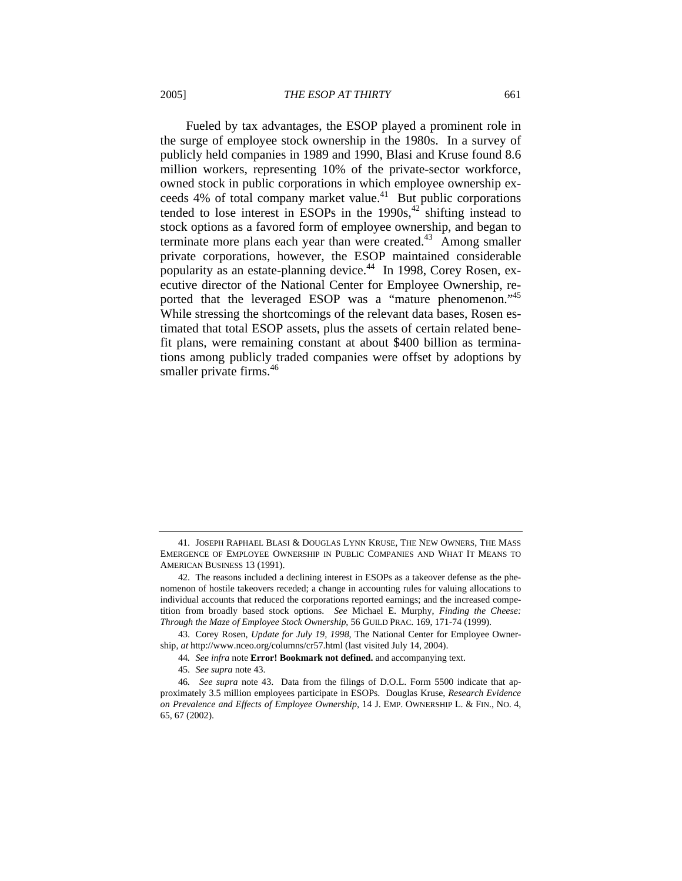Fueled by tax advantages, the ESOP played a prominent role in the surge of employee stock ownership in the 1980s. In a survey of publicly held companies in 1989 and 1990, Blasi and Kruse found 8.6 million workers, representing 10% of the private-sector workforce, owned stock in public corporations in which employee ownership exceeds 4% of total company market value.[41] But public corporations tended to lose interest in ESOPs in the 1990s,[42] shifting instead to stock options as a favored form of employee ownership, and began to terminate more plans each year than were created.[43] Among smaller private corporations, however, the ESOP maintained considerable popularity as an estate-planning device.[44] In 1998, Corey Rosen, executive director of the National Center for Employee Ownership, reported that the leveraged ESOP was a "mature phenomenon."[45] While stressing the shortcomings of the relevant data bases, Rosen estimated that total ESOP assets, plus the assets of certain related benefit plans, were remaining constant at about $400 billion as terminations among publicly traded companies were offset by adoptions by smaller private firms.[46]

---

41. JOSEPH RAPHAEL BLASI & DOUGLAS LYNN KRUSE, THE NEW OWNERS, THE MASS EMERGENCE OF EMPLOYEE OWNERSHIP IN PUBLIC COMPANIES AND WHAT IT MEANS TO AMERICAN BUSINESS 13 (1991).

42. The reasons included a declining interest in ESOPs as a takeover defense as the phenomenon of hostile takeovers receded; a change in accounting rules for valuing allocations to individual accounts that reduced the corporations reported earnings; and the increased competition from broadly based stock options. *See* Michael E. Murphy, *Finding the Cheese: Through the Maze of Employee Stock Ownership*, 56 GUILD PRAC. 169, 171-74 (1999).

43. Corey Rosen, *Update for July 19, 1998*, The National Center for Employee Ownership, *at* http://www.nceo.org/columns/cr57.html (last visited July 14, 2004).

44. *See infra* note **Error! Bookmark not defined.** and accompanying text.

45. *See supra* note 43.

46. *See supra* note 43. Data from the filings of D.O.L. Form 5500 indicate that approximately 3.5 million employees participate in ESOPs. Douglas Kruse, *Research Evidence on Prevalence and Effects of Employee Ownership*, 14 J. EMP. OWNERSHIP L. & FIN., NO. 4, 65, 67 (2002).